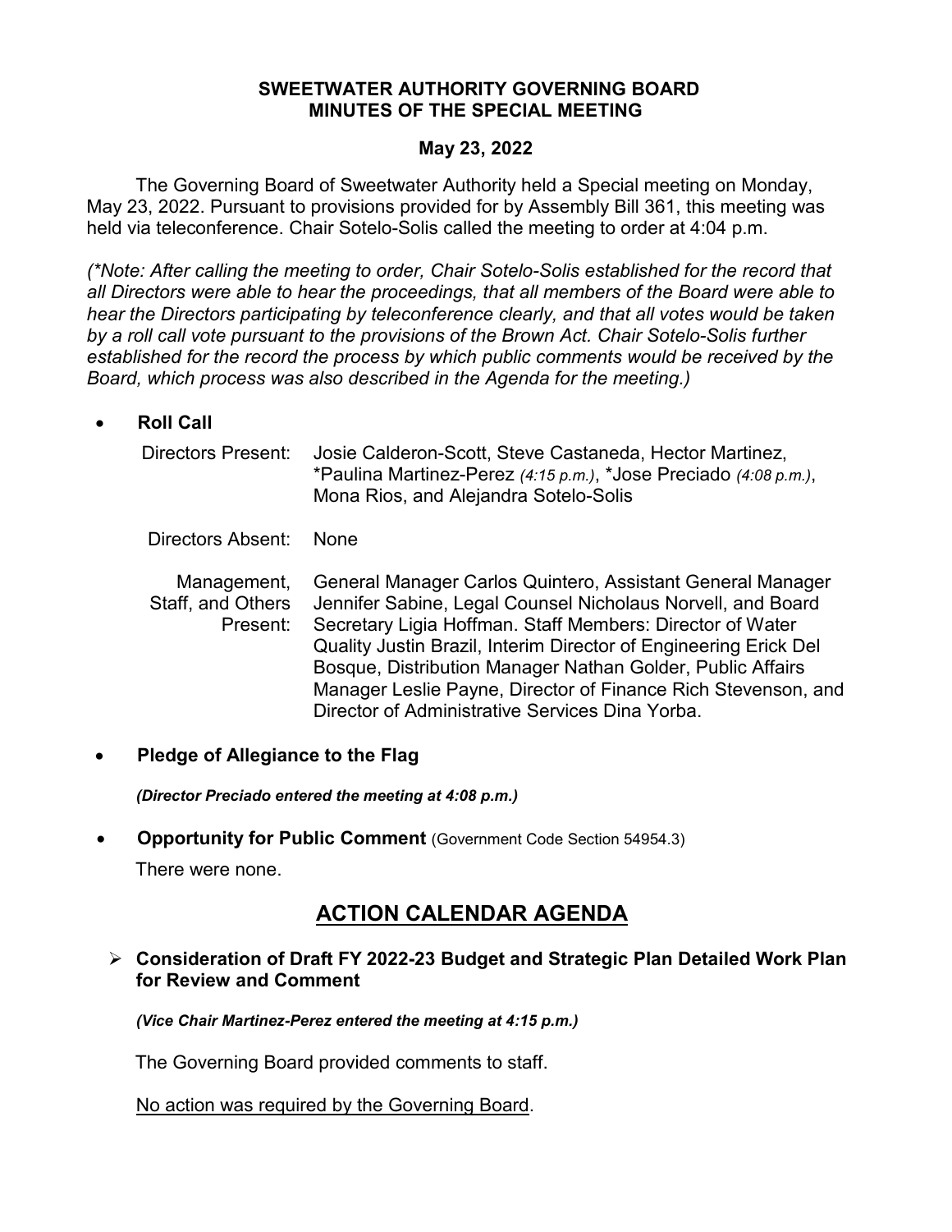# SWEETWATER AUTHORITY GOVERNING BOARD
## MINUTES OF THE SPECIAL MEETING

**May 23, 2022**

The Governing Board of Sweetwater Authority held a Special meeting on Monday, May 23, 2022. Pursuant to provisions provided for by Assembly Bill 361, this meeting was held via teleconference. Chair Sotelo-Solis called the meeting to order at 4:04 p.m.

*(\*Note: After calling the meeting to order, Chair Sotelo-Solis established for the record that all Directors were able to hear the proceedings, that all members of the Board were able to hear the Directors participating by teleconference clearly, and that all votes would be taken by a roll call vote pursuant to the provisions of the Brown Act. Chair Sotelo-Solis further established for the record the process by which public comments would be received by the Board, which process was also described in the Agenda for the meeting.)*

- **Roll Call**

| | |
|---|---|
| Directors Present: | Josie Calderon-Scott, Steve Castaneda, Hector Martinez, \*Paulina Martinez-Perez *(4:15 p.m.)*, \*Jose Preciado *(4:08 p.m.)*, Mona Rios, and Alejandra Sotelo-Solis |
| Directors Absent: | None |
| Management, Staff, and Others Present: | General Manager Carlos Quintero, Assistant General Manager Jennifer Sabine, Legal Counsel Nicholaus Norvell, and Board Secretary Ligia Hoffman. Staff Members: Director of Water Quality Justin Brazil, Interim Director of Engineering Erick Del Bosque, Distribution Manager Nathan Golder, Public Affairs Manager Leslie Payne, Director of Finance Rich Stevenson, and Director of Administrative Services Dina Yorba. |

- **Pledge of Allegiance to the Flag**

  ***(Director Preciado entered the meeting at 4:08 p.m.)***

- **Opportunity for Public Comment** (Government Code Section 54954.3)

  There were none.

# ACTION CALENDAR AGENDA

- **Consideration of Draft FY 2022-23 Budget and Strategic Plan Detailed Work Plan for Review and Comment**

  ***(Vice Chair Martinez-Perez entered the meeting at 4:15 p.m.)***

  The Governing Board provided comments to staff.

  <u>No action was required by the Governing Board</u>.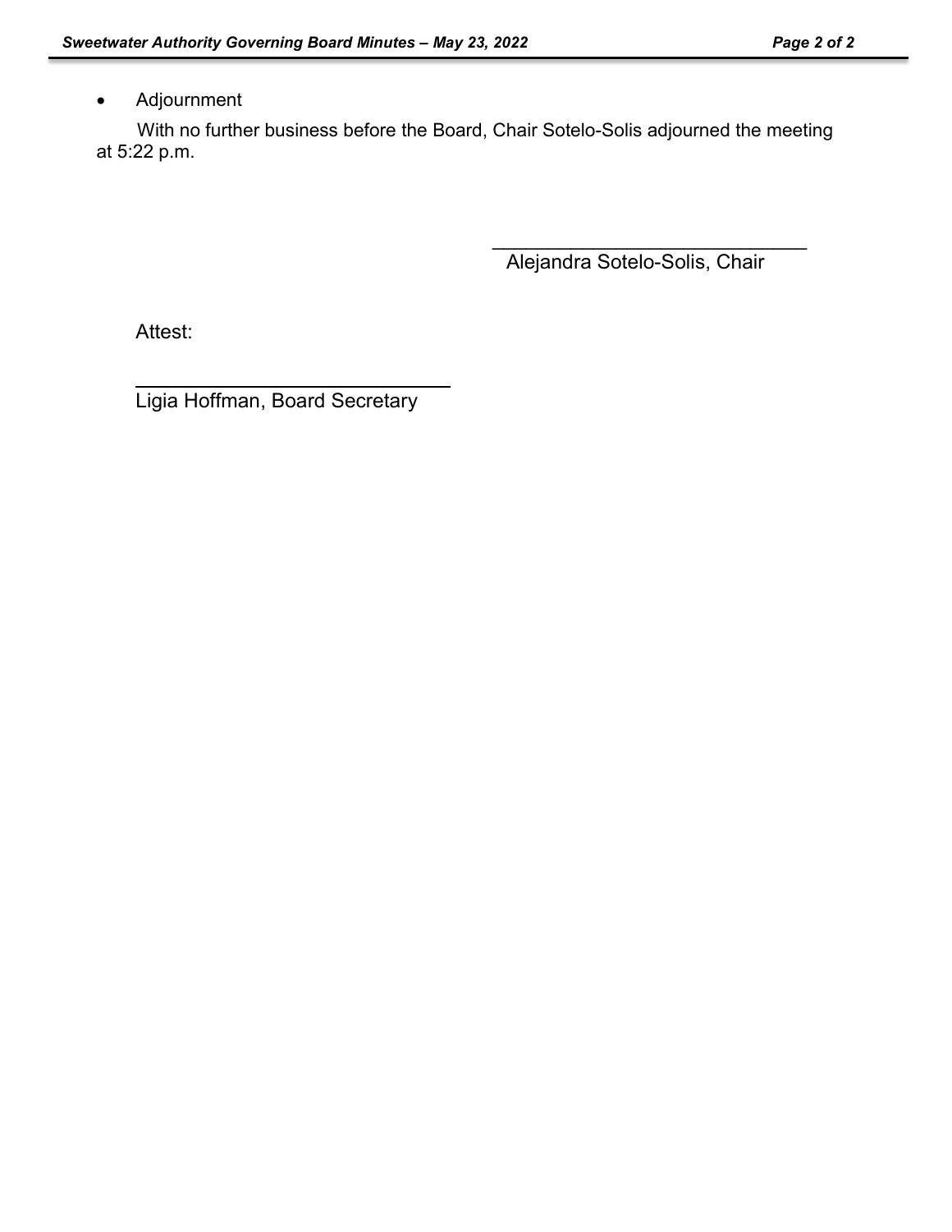- Adjournment

With no further business before the Board, Chair Sotelo-Solis adjourned the meeting at 5:22 p.m.

\_\_\_\_\_\_\_\_\_\_\_\_\_\_\_\_\_\_\_\_\_\_\_\_\_\_\_\_\_\_

Alejandra Sotelo-Solis, Chair

Attest:

\_\_\_\_\_\_\_\_\_\_\_\_\_\_\_\_\_\_\_\_\_\_\_\_\_\_\_\_\_\_

Ligia Hoffman, Board Secretary